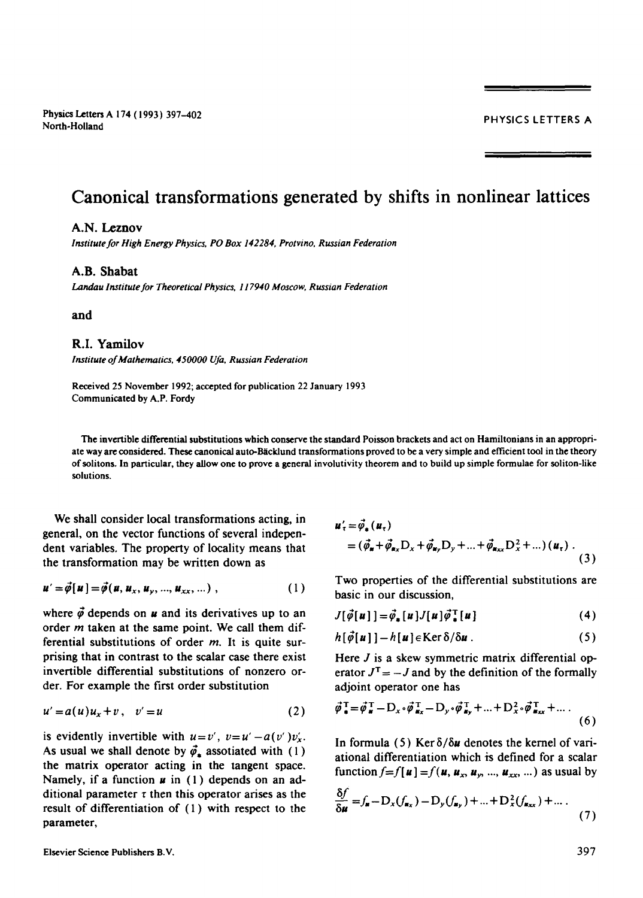# Canonical transformations generated by shifts in nonlinear lattices

**A.N. Leznov**

*Institute for High Energy Physics, PO Box 142284, Protvino, Russian Federation*

**A.B. Shabat**

*Landau Institute for Theoretical Physics, 117940 Moscow, Russian Federation*

**and**

**R.I. Yamilov**

*Institute of Mathematics, 450000 Ufa, Russian Federation*

Received 25 November 1992; accepted for publication 22 January 1993
Communicated by A.P. Fordy

The invertible differential substitutions which conserve the standard Poisson brackets and act on Hamiltonians in an appropriate way are considered. These canonical auto-Bäcklund transformations proved to be a very simple and efficient tool in the theory of solitons. In particular, they allow one to prove a general involutivity theorem and to build up simple formulae for soliton-like solutions.

We shall consider local transformations acting, in general, on the vector functions of several independent variables. The property of locality means that the transformation may be written down as

$$\boldsymbol{u}'=\vec{\varphi}[\boldsymbol{u}]=\vec{\varphi}(\boldsymbol{u},\boldsymbol{u}_x,\boldsymbol{u}_y,...,\boldsymbol{u}_{xx},...)\,, \tag{1}$$

where $\vec{\varphi}$ depends on $\boldsymbol{u}$ and its derivatives up to an order $m$ taken at the same point. We call them differential substitutions of order $m$. It is quite surprising that in contrast to the scalar case there exist invertible differential substitutions of nonzero order. For example the first order substitution

$$u'=a(u)u_x+v\,,\quad v'=u \tag{2}$$

is evidently invertible with $u=v'$, $v=u'-a(v')v'_x$. As usual we shall denote by $\vec{\varphi}_*$ assotiated with (1) the matrix operator acting in the tangent space. Namely, if a function $\boldsymbol{u}$ in (1) depends on an additional parameter $\tau$ then this operator arises as the result of differentiation of (1) with respect to the parameter,

$$\boldsymbol{u}'_\tau=\vec{\varphi}_*(\boldsymbol{u}_\tau)$$
$$=(\vec{\varphi}_{\boldsymbol{u}}+\vec{\varphi}_{\boldsymbol{u}_x}D_x+\vec{\varphi}_{\boldsymbol{u}_y}D_y+...+\vec{\varphi}_{\boldsymbol{u}_{xx}}D_x^2+...)(\boldsymbol{u}_\tau)\,. \tag{3}$$

Two properties of the differential substitutions are basic in our discussion,

$$J[\vec{\varphi}[\boldsymbol{u}]]=\vec{\varphi}_*[\boldsymbol{u}]J[\boldsymbol{u}]\vec{\varphi}_*^{\mathrm{T}}[\boldsymbol{u}] \tag{4}$$

$$h[\vec{\varphi}[\boldsymbol{u}]]-h[\boldsymbol{u}]\in\mathrm{Ker}\,\delta/\delta\boldsymbol{u}\,. \tag{5}$$

Here $J$ is a skew symmetric matrix differential operator $J^{\mathrm{T}}=-J$ and by the definition of the formally adjoint operator one has

$$\vec{\varphi}_*^{\mathrm{T}}=\vec{\varphi}_{\boldsymbol{u}}^{\mathrm{T}}-D_x\circ\vec{\varphi}_{\boldsymbol{u}_x}^{\mathrm{T}}-D_y\circ\vec{\varphi}_{\boldsymbol{u}_y}^{\mathrm{T}}+...+D_x^2\circ\vec{\varphi}_{\boldsymbol{u}_{xx}}^{\mathrm{T}}+...\,. \tag{6}$$

In formula (5) $\mathrm{Ker}\,\delta/\delta\boldsymbol{u}$ denotes the kernel of variational differentiation which is defined for a scalar function $f=f[\boldsymbol{u}]=f(\boldsymbol{u},\boldsymbol{u}_x,\boldsymbol{u}_y,...,\boldsymbol{u}_{xx},...)$ as usual by

$$\frac{\delta f}{\delta\boldsymbol{u}}=f_{\boldsymbol{u}}-D_x(f_{\boldsymbol{u}_x})-D_y(f_{\boldsymbol{u}_y})+...+D_x^2(f_{\boldsymbol{u}_{xx}})+...\,. \tag{7}$$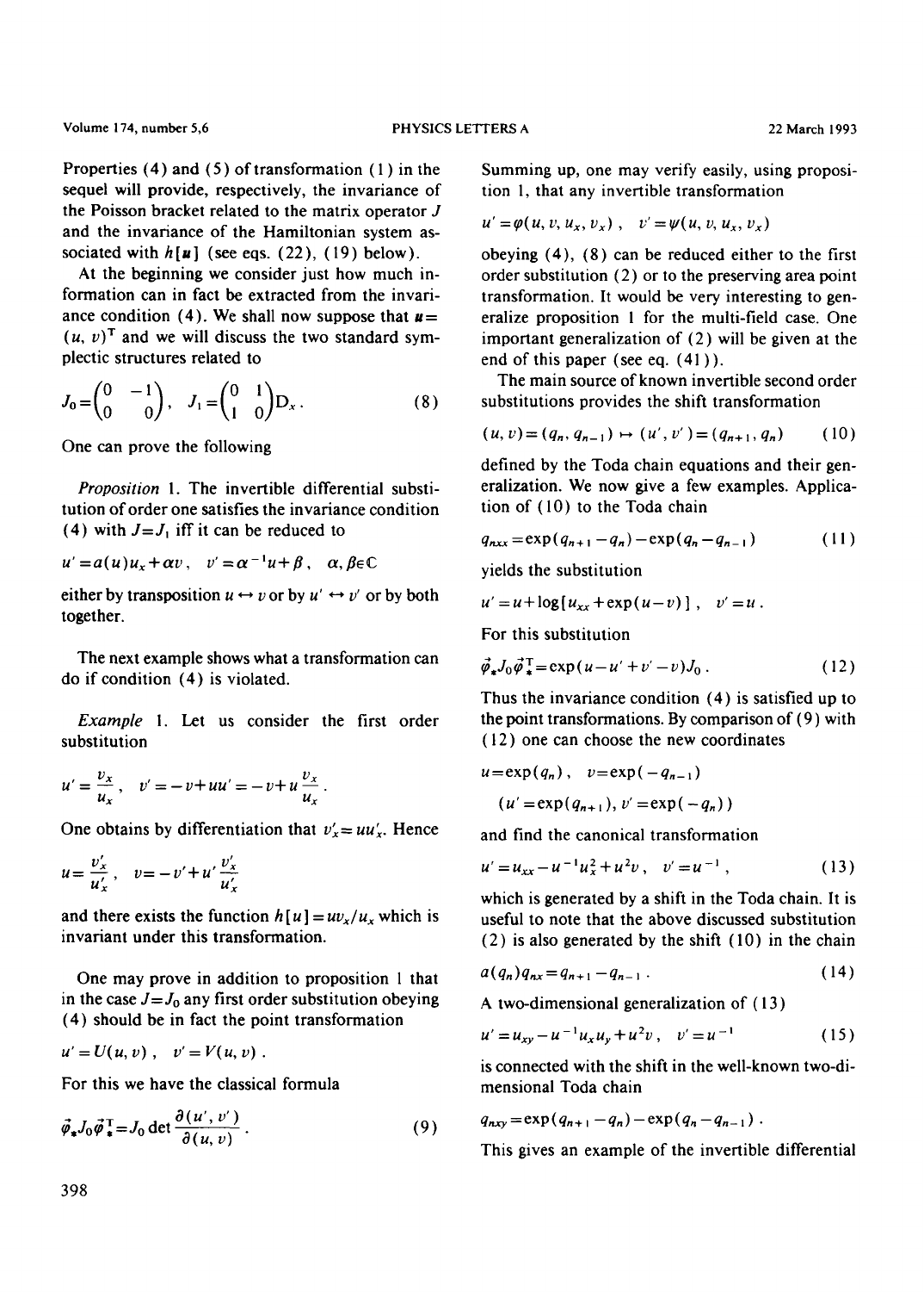Properties (4) and (5) of transformation (1) in the sequel will provide, respectively, the invariance of the Poisson bracket related to the matrix operator $J$ and the invariance of the Hamiltonian system associated with $h[\boldsymbol{u}]$ (see eqs. (22), (19) below).

At the beginning we consider just how much information can in fact be extracted from the invariance condition (4). We shall now suppose that $\boldsymbol{u}=(u,v)^{\mathrm{T}}$ and we will discuss the two standard symplectic structures related to

$$J_0=\begin{pmatrix}0 & -1\\ 0 & 0\end{pmatrix},\quad J_1=\begin{pmatrix}0 & 1\\ 1 & 0\end{pmatrix}\mathrm{D}_x\,. \tag{8}$$

One can prove the following

*Proposition* 1. The invertible differential substitution of order one satisfies the invariance condition (4) with $J=J_1$ iff it can be reduced to

$$u'=a(u)u_x+\alpha v\,,\quad v'=\alpha^{-1}u+\beta\,,\quad \alpha,\beta\in\mathbb{C}$$

either by transposition $u\leftrightarrow v$ or by $u'\leftrightarrow v'$ or by both together.

The next example shows what a transformation can do if condition (4) is violated.

*Example* 1. Let us consider the first order substitution

$$u'=\frac{v_x}{u_x}\,,\quad v'=-v+uu'=-v+u\frac{v_x}{u_x}\,.$$

One obtains by differentiation that $v'_x=uu'_x$. Hence

$$u=\frac{v'_x}{u'_x}\,,\quad v=-v'+u'\frac{v'_x}{u'_x}$$

and there exists the function $h[u]=uv_x/u_x$ which is invariant under this transformation.

One may prove in addition to proposition 1 that in the case $J=J_0$ any first order substitution obeying (4) should be in fact the point transformation

$$u'=U(u,v)\,,\quad v'=V(u,v)\,.$$

For this we have the classical formula

$$\vec{\varphi}_*J_0\vec{\varphi}_*^{\mathrm{T}}=J_0\det\frac{\partial(u',v')}{\partial(u,v)}\,. \tag{9}$$

Summing up, one may verify easily, using proposition 1, that any invertible transformation

$$u'=\varphi(u,v,u_x,v_x)\,,\quad v'=\psi(u,v,u_x,v_x)$$

obeying (4), (8) can be reduced either to the first order substitution (2) or to the preserving area point transformation. It would be very interesting to generalize proposition 1 for the multi-field case. One important generalization of (2) will be given at the end of this paper (see eq. (41)).

The main source of known invertible second order substitutions provides the shift transformation

$$(u,v)=(q_n,q_{n-1})\mapsto(u',v')=(q_{n+1},q_n) \tag{10}$$

defined by the Toda chain equations and their generalization. We now give a few examples. Application of (10) to the Toda chain

$$q_{nxx}=\exp(q_{n+1}-q_n)-\exp(q_n-q_{n-1}) \tag{11}$$

yields the substitution

$$u'=u+\log[u_{xx}+\exp(u-v)]\,,\quad v'=u\,.$$

For this substitution

$$\vec{\varphi}_*J_0\vec{\varphi}_*^{\mathrm{T}}=\exp(u-u'+v'-v)J_0\,. \tag{12}$$

Thus the invariance condition (4) is satisfied up to the point transformations. By comparison of (9) with (12) one can choose the new coordinates

$$u=\exp(q_n)\,,\quad v=\exp(-q_{n-1})$$

$$(u'=\exp(q_{n+1}),\,v'=\exp(-q_n))$$

and find the canonical transformation

$$u'=u_{xx}-u^{-1}u_x^2+u^2v\,,\quad v'=u^{-1}\,, \tag{13}$$

which is generated by a shift in the Toda chain. It is useful to note that the above discussed substitution (2) is also generated by the shift (10) in the chain

$$a(q_n)q_{nx}=q_{n+1}-q_{n-1}\,. \tag{14}$$

A two-dimensional generalization of (13)

$$u'=u_{xy}-u^{-1}u_xu_y+u^2v\,,\quad v'=u^{-1} \tag{15}$$

is connected with the shift in the well-known two-dimensional Toda chain

$$q_{nxy}=\exp(q_{n+1}-q_n)-\exp(q_n-q_{n-1})\,.$$

This gives an example of the invertible differential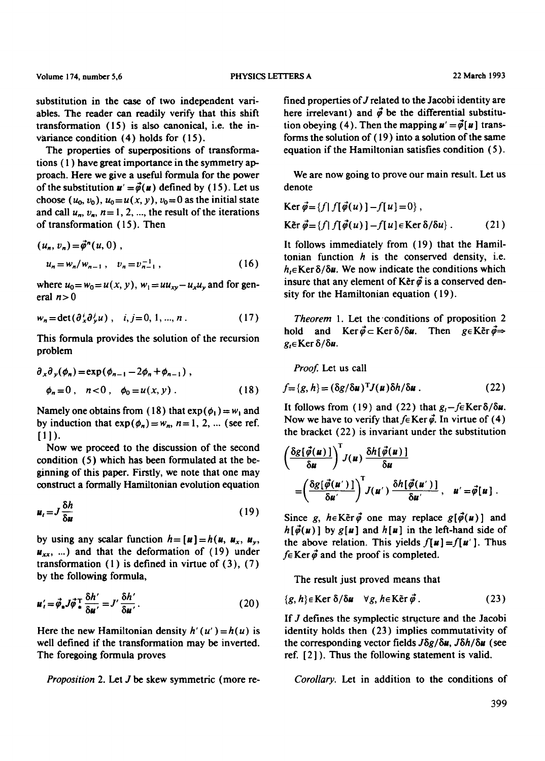substitution in the case of two independent variables. The reader can readily verify that this shift transformation (15) is also canonical, i.e. the invariance condition (4) holds for (15).

The properties of superpositions of transformations (1) have great importance in the symmetry approach. Here we give a useful formula for the power of the substitution $\boldsymbol{u}' = \vec{\varphi}(\boldsymbol{u})$ defined by (15). Let us choose $(u_0, v_0)$, $u_0 = u(x, y)$, $v_0 = 0$ as the initial state and call $u_n$, $v_n$, $n = 1, 2, \ldots$, the result of the iterations of transformation (15). Then

$$(u_n, v_n) = \vec{\varphi}^n(u, 0) ,$$

$$u_n = w_n / w_{n-1} , \quad v_n = v_{n-1}^{-1} , \tag{16}$$

where $u_0 = w_0 = u(x, y)$, $w_1 = u u_{xy} - u_x u_y$ and for general $n > 0$

$$w_n = \det(\partial_x^i \partial_y^j u) , \quad i, j = 0, 1, \ldots, n . \tag{17}$$

This formula provides the solution of the recursion problem

$$\partial_x \partial_y(\phi_n) = \exp(\phi_{n-1} - 2\phi_n + \phi_{n-1}) ,$$

$$\phi_n = 0 , \quad n < 0 , \quad \phi_0 = u(x, y) . \tag{18}$$

Namely one obtains from (18) that $\exp(\phi_1) = w_1$ and by induction that $\exp(\phi_n) = w_n$, $n = 1, 2, \ldots$ (see ref. [1]).

Now we proceed to the discussion of the second condition (5) which has been formulated at the beginning of this paper. Firstly, we note that one may construct a formally Hamiltonian evolution equation

$$\boldsymbol{u}_t = J \frac{\delta h}{\delta \boldsymbol{u}} \tag{19}$$

by using any scalar function $h = [\boldsymbol{u}] = h(\boldsymbol{u}, \boldsymbol{u}_x, \boldsymbol{u}_y, \boldsymbol{u}_{xx}, \ldots)$ and that the deformation of (19) under transformation (1) is defined in virtue of (3), (7) by the following formula,

$$\boldsymbol{u}'_t = \vec{\varphi}_* J \vec{\varphi}_*^{\mathrm{T}} \frac{\delta h'}{\delta \boldsymbol{u}'} = J' \frac{\delta h'}{\delta \boldsymbol{u}'} . \tag{20}$$

Here the new Hamiltonian density $h'(\boldsymbol{u}') = h(\boldsymbol{u})$ is well defined if the transformation may be inverted. The foregoing formula proves

*Proposition* 2. Let $J$ be skew symmetric (more refined properties of $J$ related to the Jacobi identity are here irrelevant) and $\vec{\varphi}$ be the differential substitution obeying (4). Then the mapping $\boldsymbol{u}' = \vec{\varphi}[\boldsymbol{u}]$ transforms the solution of (19) into a solution of the same equation if the Hamiltonian satisfies condition (5).

We are now going to prove our main result. Let us denote

$$\operatorname{Ker} \vec{\varphi} = \{ f \mid f[\vec{\varphi}(u)] - f[u] = 0 \} ,$$

$$\tilde{\operatorname{Ker}}\, \vec{\varphi} = \{ f \mid f[\vec{\varphi}(u)] - f[u] \in \operatorname{Ker} \delta / \delta \boldsymbol{u} \} . \tag{21}$$

It follows immediately from (19) that the Hamiltonian function $h$ is the conserved density, i.e. $h_t \in \operatorname{Ker} \delta / \delta \boldsymbol{u}$. We now indicate the conditions which insure that any element of $\tilde{\operatorname{Ker}}\, \vec{\varphi}$ is a conserved density for the Hamiltonian equation (19).

*Theorem* 1. Let the conditions of proposition 2 hold and $\operatorname{Ker} \vec{\varphi} \subset \operatorname{Ker} \delta / \delta \boldsymbol{u}$. Then $g \in \tilde{\operatorname{Ker}}\, \vec{\varphi} \Rightarrow g_t \in \operatorname{Ker} \delta / \delta \boldsymbol{u}$.

*Proof.* Let us call

$$f = \{g, h\} = (\delta g / \delta \boldsymbol{u})^{\mathrm{T}} J(\boldsymbol{u}) \delta h / \delta \boldsymbol{u} . \tag{22}$$

It follows from (19) and (22) that $g_t - f \in \operatorname{Ker} \delta / \delta \boldsymbol{u}$. Now we have to verify that $f \in \operatorname{Ker} \vec{\varphi}$. In virtue of (4) the bracket (22) is invariant under the substitution

$$\left( \frac{\delta g[\vec{\varphi}(\boldsymbol{u})]}{\delta \boldsymbol{u}} \right)^{\mathrm{T}} J(\boldsymbol{u}) \frac{\delta h[\vec{\varphi}(\boldsymbol{u})]}{\delta \boldsymbol{u}}$$

$$= \left( \frac{\delta g[\vec{\varphi}(\boldsymbol{u}')]}{\delta \boldsymbol{u}'} \right)^{\mathrm{T}} J(\boldsymbol{u}') \frac{\delta h[\vec{\varphi}(\boldsymbol{u}')]}{\delta \boldsymbol{u}'} , \quad \boldsymbol{u}' = \vec{\varphi}[\boldsymbol{u}] .$$

Since $g$, $h \in \tilde{\operatorname{Ker}}\, \vec{\varphi}$ one may replace $g[\vec{\varphi}(\boldsymbol{u})]$ and $h[\vec{\varphi}(\boldsymbol{u})]$ by $g[\boldsymbol{u}]$ and $h[\boldsymbol{u}]$ in the left-hand side of the above relation. This yields $f[\boldsymbol{u}] = f[\boldsymbol{u}']$. Thus $f \in \operatorname{Ker} \vec{\varphi}$ and the proof is completed.

The result just proved means that

$$\{g, h\} \in \operatorname{Ker} \delta / \delta \boldsymbol{u} \quad \forall g, h \in \tilde{\operatorname{Ker}}\, \vec{\varphi} . \tag{23}$$

If $J$ defines the symplectic structure and the Jacobi identity holds then (23) implies commutativity of the corresponding vector fields $J \delta g / \delta \boldsymbol{u}$, $J \delta h / \delta \boldsymbol{u}$ (see ref. [2]). Thus the following statement is valid.

*Corollary.* Let in addition to the conditions of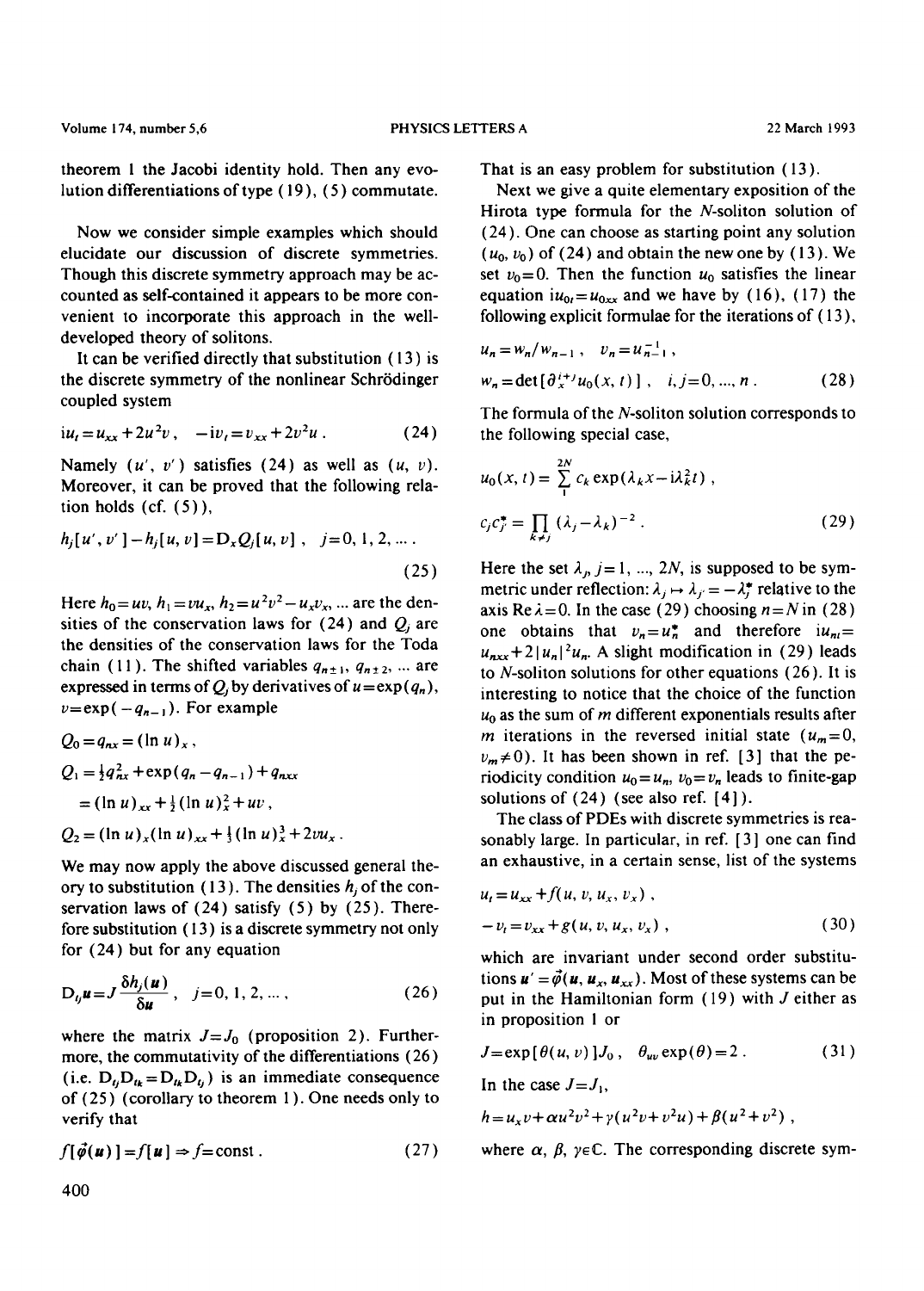theorem 1 the Jacobi identity hold. Then any evolution differentiations of type (19), (5) commutate.

Now we consider simple examples which should elucidate our discussion of discrete symmetries. Though this discrete symmetry approach may be accounted as self-contained it appears to be more convenient to incorporate this approach in the well-developed theory of solitons.

It can be verified directly that substitution (13) is the discrete symmetry of the nonlinear Schrödinger coupled system

$$iu_t = u_{xx} + 2u^2 v\,, \quad -iv_t = v_{xx} + 2v^2 u\,. \tag{24}$$

Namely $(u', v')$ satisfies (24) as well as $(u, v)$. Moreover, it can be proved that the following relation holds (cf. (5)),

$$h_j[u', v'] - h_j[u, v] = D_x Q_j[u, v]\,, \quad j = 0, 1, 2, \ldots\,. \tag{25}$$

Here $h_0 = uv$, $h_1 = vu_x$, $h_2 = u^2v^2 - u_x v_x$, ... are the densities of the conservation laws for (24) and $Q_j$ are the densities of the conservation laws for the Toda chain (11). The shifted variables $q_{n\pm 1}$, $q_{n\pm 2}$, ... are expressed in terms of $Q_j$ by derivatives of $u = \exp(q_n)$, $v = \exp(-q_{n-1})$. For example

$$Q_0 = q_{nx} = (\ln u)_x\,,$$

$$Q_1 = \tfrac{1}{2} q_{nx}^2 + \exp(q_n - q_{n-1}) + q_{nxx}$$

$$= (\ln u)_{xx} + \tfrac{1}{2}(\ln u)_x^2 + uv\,,$$

$$Q_2 = (\ln u)_x (\ln u)_{xx} + \tfrac{1}{3}(\ln u)_x^3 + 2vu_x\,.$$

We may now apply the above discussed general theory to substitution (13). The densities $h_j$ of the conservation laws of (24) satisfy (5) by (25). Therefore substitution (13) is a discrete symmetry not only for (24) but for any equation

$$D_{t_j} \boldsymbol{u} = J \frac{\delta h_j(\boldsymbol{u})}{\delta \boldsymbol{u}}\,, \quad j = 0, 1, 2, \ldots\,, \tag{26}$$

where the matrix $J = J_0$ (proposition 2). Furthermore, the commutativity of the differentiations (26) (i.e. $D_{t_j} D_{t_k} = D_{t_k} D_{t_j}$) is an immediate consequence of (25) (corollary to theorem 1). One needs only to verify that

$$f[\vec{\varphi}(\boldsymbol{u})] = f[\boldsymbol{u}] \Rightarrow f = \text{const}\,. \tag{27}$$

That is an easy problem for substitution (13).

Next we give a quite elementary exposition of the Hirota type formula for the $N$-soliton solution of (24). One can choose as starting point any solution $(u_0, v_0)$ of (24) and obtain the new one by (13). We set $v_0 = 0$. Then the function $u_0$ satisfies the linear equation $iu_{0t} = u_{0xx}$ and we have by (16), (17) the following explicit formulae for the iterations of (13),

$$u_n = w_n / w_{n-1}\,, \quad v_n = u_{n-1}^{-1}\,,$$

$$w_n = \det[\partial_x^{i+j} u_0(x, t)]\,, \quad i, j = 0, \ldots, n\,. \tag{28}$$

The formula of the $N$-soliton solution corresponds to the following special case,

$$u_0(x, t) = \sum_{1}^{2N} c_k \exp(\lambda_k x - i\lambda_k^2 t)\,,$$

$$c_j c_{j'}^* = \prod_{k \neq j} (\lambda_j - \lambda_k)^{-2}\,. \tag{29}$$

Here the set $\lambda_j$, $j = 1, \ldots, 2N$, is supposed to be symmetric under reflection: $\lambda_j \mapsto \lambda_{j'} = -\lambda_j^*$ relative to the axis $\mathrm{Re}\,\lambda = 0$. In the case (29) choosing $n = N$ in (28) one obtains that $v_n = u_n^*$ and therefore $iu_{nt} = u_{nxx} + 2|u_n|^2 u_n$. A slight modification in (29) leads to $N$-soliton solutions for other equations (26). It is interesting to notice that the choice of the function $u_0$ as the sum of $m$ different exponentials results after $m$ iterations in the reversed initial state ($u_m = 0$, $v_m \neq 0$). It has been shown in ref. [3] that the periodicity condition $u_0 = u_n$, $v_0 = v_n$ leads to finite-gap solutions of (24) (see also ref. [4]).

The class of PDEs with discrete symmetries is reasonably large. In particular, in ref. [3] one can find an exhaustive, in a certain sense, list of the systems

$$u_t = u_{xx} + f(u, v, u_x, v_x)\,,$$

$$-v_t = v_{xx} + g(u, v, u_x, v_x)\,, \tag{30}$$

which are invariant under second order substitutions $\boldsymbol{u}' = \vec{\varphi}(\boldsymbol{u}, \boldsymbol{u}_x, \boldsymbol{u}_{xx})$. Most of these systems can be put in the Hamiltonian form (19) with $J$ either as in proposition 1 or

$$J = \exp[\theta(u, v)] J_0\,, \quad \theta_{uv} \exp(\theta) = 2\,. \tag{31}$$

In the case $J = J_1$,

$$h = u_x v + \alpha u^2 v^2 + \gamma(u^2 v + v^2 u) + \beta(u^2 + v^2)\,,$$

where $\alpha$, $\beta$, $\gamma \in \mathbb{C}$. The corresponding discrete sym-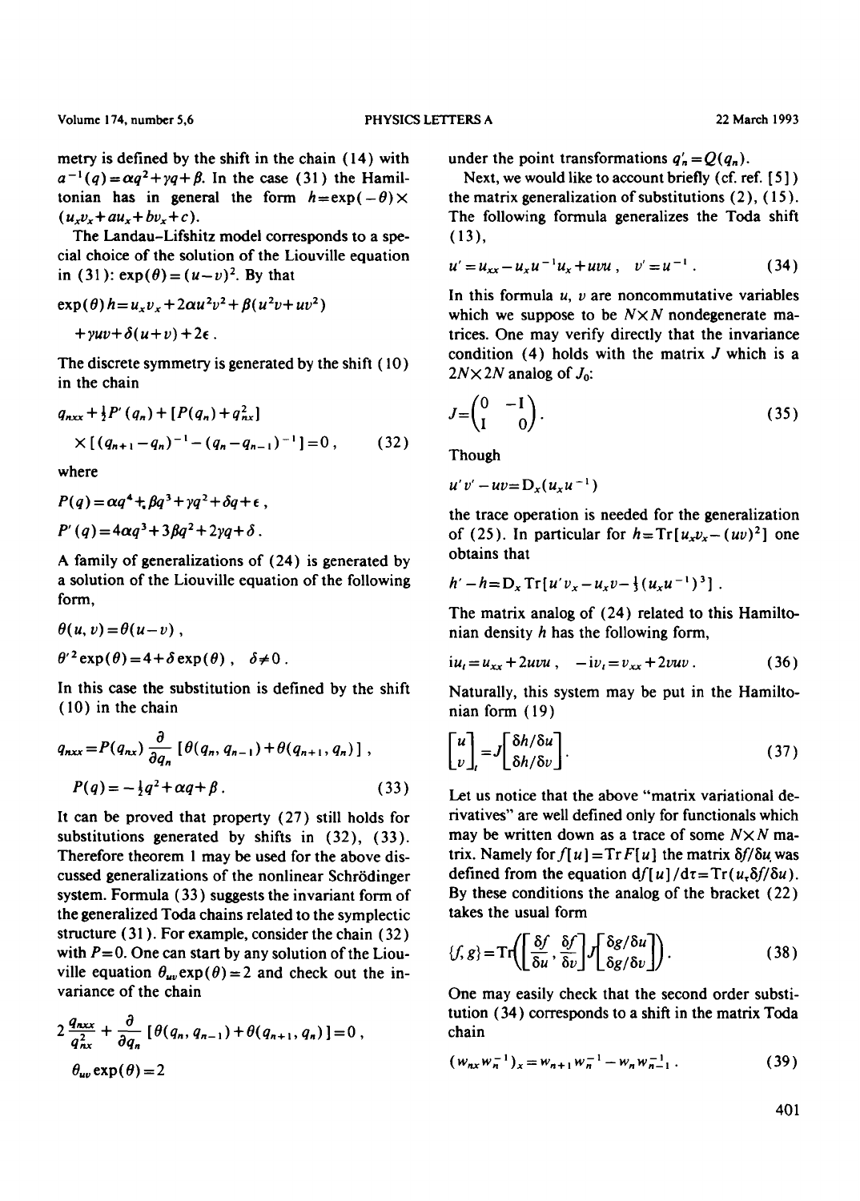metry is defined by the shift in the chain (14) with $a^{-1}(q)=\alpha q^2+\gamma q+\beta$. In the case (31) the Hamiltonian has in general the form $h=\exp(-\theta)\times(u_x v_x+au_x+bv_x+c)$.

The Landau–Lifshitz model corresponds to a special choice of the solution of the Liouville equation in (31): $\exp(\theta)=(u-v)^2$. By that

$$\exp(\theta)h=u_x v_x+2\alpha u^2 v^2+\beta(u^2 v+uv^2)+\gamma uv+\delta(u+v)+2\epsilon .$$

The discrete symmetry is generated by the shift (10) in the chain

$$q_{nxx}+\tfrac{1}{2}P'(q_n)+[P(q_n)+q_{nx}^2]\times[(q_{n+1}-q_n)^{-1}-(q_n-q_{n-1})^{-1}]=0\,, \tag{32}$$

where

$$P(q)=\alpha q^4+\beta q^3+\gamma q^2+\delta q+\epsilon\,,$$

$$P'(q)=4\alpha q^3+3\beta q^2+2\gamma q+\delta\,.$$

A family of generalizations of (24) is generated by a solution of the Liouville equation of the following form,

$$\theta(u,v)=\theta(u-v)\,,$$

$$\theta'^2\exp(\theta)=4+\delta\exp(\theta)\,,\quad \delta\neq 0\,.$$

In this case the substitution is defined by the shift (10) in the chain

$$q_{nxx}=P(q_{nx})\frac{\partial}{\partial q_n}[\theta(q_n,q_{n-1})+\theta(q_{n+1},q_n)]\,,$$

$$P(q)=-\tfrac{1}{2}q^2+\alpha q+\beta\,. \tag{33}$$

It can be proved that property (27) still holds for substitutions generated by shifts in (32), (33). Therefore theorem 1 may be used for the above discussed generalizations of the nonlinear Schrödinger system. Formula (33) suggests the invariant form of the generalized Toda chains related to the symplectic structure (31). For example, consider the chain (32) with $P=0$. One can start by any solution of the Liouville equation $\theta_{uv}\exp(\theta)=2$ and check out the invariance of the chain

$$2\frac{q_{nxx}}{q_{nx}^2}+\frac{\partial}{\partial q_n}[\theta(q_n,q_{n-1})+\theta(q_{n+1},q_n)]=0\,,$$

$$\theta_{uv}\exp(\theta)=2$$

under the point transformations $q_n'=Q(q_n)$.

Next, we would like to account briefly (cf. ref. [5]) the matrix generalization of substitutions (2), (15). The following formula generalizes the Toda shift (13),

$$u'=u_{xx}-u_x u^{-1}u_x+uvu\,,\quad v'=u^{-1}\,. \tag{34}$$

In this formula $u$, $v$ are noncommutative variables which we suppose to be $N\times N$ nondegenerate matrices. One may verify directly that the invariance condition (4) holds with the matrix $J$ which is a $2N\times 2N$ analog of $J_0$:

$$J=\begin{pmatrix}0 & -\mathrm{I}\\ \mathrm{I} & 0\end{pmatrix}. \tag{35}$$

Though

$$u'v'-uv=D_x(u_x u^{-1})$$

the trace operation is needed for the generalization of (25). In particular for $h=\mathrm{Tr}[u_x v_x-(uv)^2]$ one obtains that

$$h'-h=D_x\,\mathrm{Tr}[u'v_x-u_x v-\tfrac{1}{3}(u_x u^{-1})^3]\,.$$

The matrix analog of (24) related to this Hamiltonian density $h$ has the following form,

$$\mathrm{i}u_t=u_{xx}+2uvu\,,\quad -\mathrm{i}v_t=v_{xx}+2vuv\,. \tag{36}$$

Naturally, this system may be put in the Hamiltonian form (19)

$$\begin{bmatrix}u\\ v\end{bmatrix}_t=J\begin{bmatrix}\delta h/\delta u\\ \delta h/\delta v\end{bmatrix}. \tag{37}$$

Let us notice that the above "matrix variational derivatives" are well defined only for functionals which may be written down as a trace of some $N\times N$ matrix. Namely for $f[u]=\mathrm{Tr}\,F[u]$ the matrix $\delta f/\delta u$ was defined from the equation $\mathrm{d}f[u]/\mathrm{d}\tau=\mathrm{Tr}(u_\tau\delta f/\delta u)$. By these conditions the analog of the bracket (22) takes the usual form

$$\{f,g\}=\mathrm{Tr}\left(\left[\frac{\delta f}{\delta u},\frac{\delta f}{\delta v}\right]J\begin{bmatrix}\delta g/\delta u\\ \delta g/\delta v\end{bmatrix}\right). \tag{38}$$

One may easily check that the second order substitution (34) corresponds to a shift in the matrix Toda chain

$$(w_{nx}w_n^{-1})_x=w_{n+1}w_n^{-1}-w_n w_{n-1}^{-1}\,. \tag{39}$$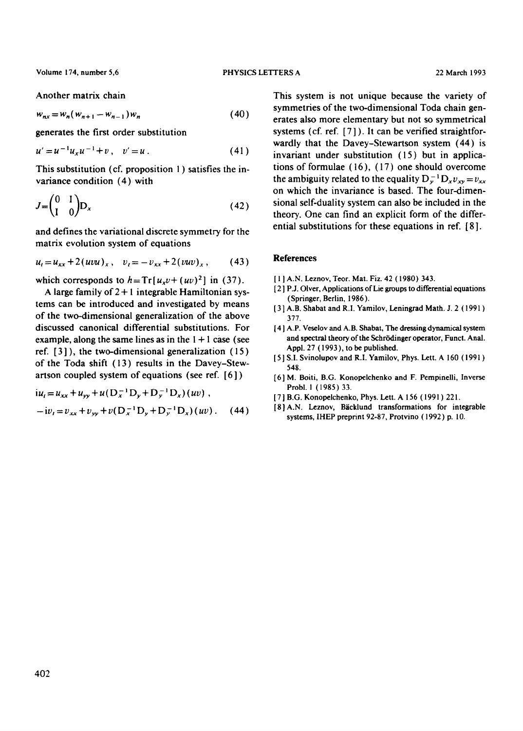Another matrix chain

$$w_{nx} = w_n(w_{n+1} - w_{n-1})w_n \tag{40}$$

generates the first order substitution

$$u' = u^{-1}u_x u^{-1} + v\,, \quad v' = u\,. \tag{41}$$

This substitution (cf. proposition 1) satisfies the invariance condition (4) with

$$J = \begin{pmatrix} 0 & 1 \\ 1 & 0 \end{pmatrix} \mathrm{D}_x \tag{42}$$

and defines the variational discrete symmetry for the matrix evolution system of equations

$$u_t = u_{xx} + 2(uvu)_x\,, \quad v_t = -v_{xx} + 2(vuv)_x\,, \tag{43}$$

which corresponds to $h = \mathrm{Tr}[u_x v + (uv)^2]$ in (37).

A large family of 2+1 integrable Hamiltonian systems can be introduced and investigated by means of the two-dimensional generalization of the above discussed canonical differential substitutions. For example, along the same lines as in the 1+1 case (see ref. [3]), the two-dimensional generalization (15) of the Toda shift (13) results in the Davey–Stewartson coupled system of equations (see ref. [6])

$$\mathrm{i}u_t = u_{xx} + u_{yy} + u(\mathrm{D}_x^{-1}\mathrm{D}_y + \mathrm{D}_y^{-1}\mathrm{D}_x)(uv)\,,$$

$$-\mathrm{i}v_t = v_{xx} + v_{yy} + v(\mathrm{D}_x^{-1}\mathrm{D}_y + \mathrm{D}_y^{-1}\mathrm{D}_x)(uv)\,. \tag{44}$$

This system is not unique because the variety of symmetries of the two-dimensional Toda chain generates also more elementary but not so symmetrical systems (cf. ref. [7]). It can be verified straightforwardly that the Davey–Stewartson system (44) is invariant under substitution (15) but in applications of formulae (16), (17) one should overcome the ambiguity related to the equality $\mathrm{D}_y^{-1}\mathrm{D}_x v_{xy} = v_{xx}$ on which the invariance is based. The four-dimensional self-duality system can also be included in the theory. One can find an explicit form of the differential substitutions for these equations in ref. [8].

## References

[1] A.N. Leznov, Teor. Mat. Fiz. 42 (1980) 343.

[2] P.J. Olver, Applications of Lie groups to differential equations (Springer, Berlin, 1986).

[3] A.B. Shabat and R.I. Yamilov, Leningrad Math. J. 2 (1991) 377.

[4] A.P. Veselov and A.B. Shabat, The dressing dynamical system and spectral theory of the Schrödinger operator, Funct. Anal. Appl. 27 (1993), to be published.

[5] S.I. Svinolupov and R.I. Yamilov, Phys. Lett. A 160 (1991) 548.

[6] M. Boiti, B.G. Konopelchenko and F. Pempinelli, Inverse Probl. 1 (1985) 33.

[7] B.G. Konopelchenko, Phys. Lett. A 156 (1991) 221.

[8] A.N. Leznov, Bäcklund transformations for integrable systems, IHEP preprint 92-87, Protvino (1992) p. 10.